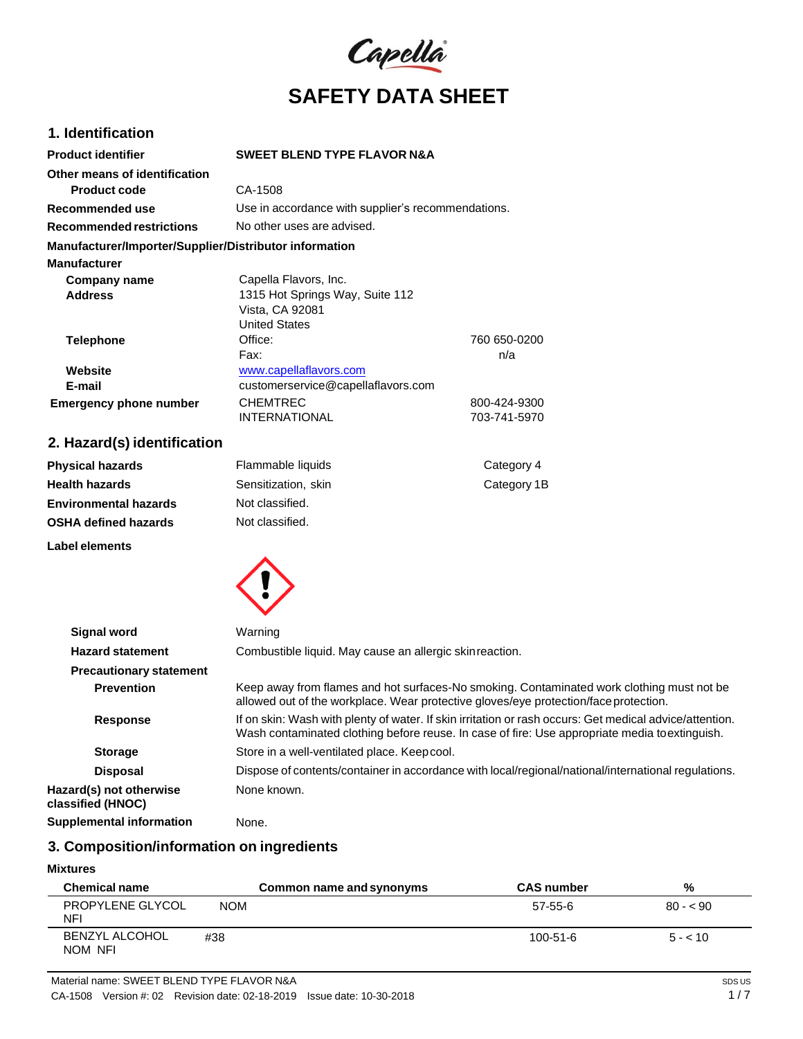# SAFETY DATA SHEET

## 1. Identification

| | | |
|---|---|---|
| **Product identifier** | **SWEET BLEND TYPE FLAVOR N&A** | |
| **Other means of identification** | | |
| **Product code** | CA-1508 | |
| **Recommended use** | Use in accordance with supplier's recommendations. | |
| **Recommended restrictions** | No other uses are advised. | |

**Manufacturer/Importer/Supplier/Distributor information**

**Manufacturer**

| | | |
|---|---|---|
| **Company name** | Capella Flavors, Inc. | |
| **Address** | 1315 Hot Springs Way, Suite 112<br>Vista, CA 92081<br>United States | |
| **Telephone** | Office: | 760 650-0200 |
| | Fax: | n/a |
| **Website** | www.capellaflavors.com | |
| **E-mail** | customerservice@capellaflavors.com | |
| **Emergency phone number** | CHEMTREC | 800-424-9300 |
| | INTERNATIONAL | 703-741-5970 |

## 2. Hazard(s) identification

| | | |
|---|---|---|
| **Physical hazards** | Flammable liquids | Category 4 |
| **Health hazards** | Sensitization, skin | Category 1B |
| **Environmental hazards** | Not classified. | |
| **OSHA defined hazards** | Not classified. | |

**Label elements**

**Signal word** Warning

**Hazard statement** Combustible liquid. May cause an allergic skin reaction.

**Precautionary statement**

**Prevention** Keep away from flames and hot surfaces-No smoking. Contaminated work clothing must not be allowed out of the workplace. Wear protective gloves/eye protection/face protection.

**Response** If on skin: Wash with plenty of water. If skin irritation or rash occurs: Get medical advice/attention. Wash contaminated clothing before reuse. In case of fire: Use appropriate media to extinguish.

**Storage** Store in a well-ventilated place. Keep cool.

**Disposal** Dispose of contents/container in accordance with local/regional/national/international regulations.

**Hazard(s) not otherwise classified (HNOC)** None known.

**Supplemental information** None.

## 3. Composition/information on ingredients

**Mixtures**

| Chemical name | Common name and synonyms | CAS number | % |
|---|---|---|---|
| PROPYLENE GLYCOL NFI | NOM | 57-55-6 | 80 - < 90 |
| BENZYL ALCOHOL NOM NFI | #38 | 100-51-6 | 5 - < 10 |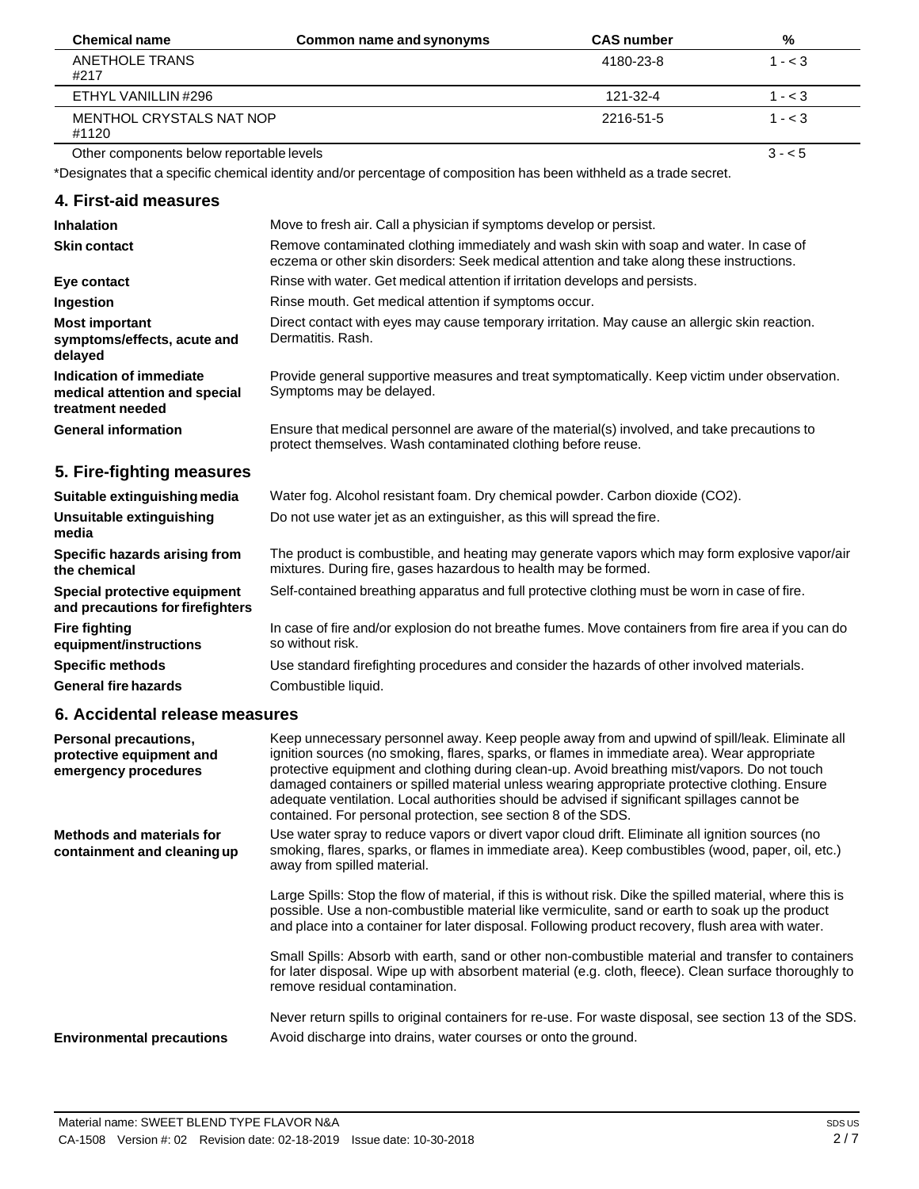| Chemical name | Common name and synonyms | CAS number | % |
|---|---|---|---|
| ANETHOLE TRANS #217 | | 4180-23-8 | 1 - < 3 |
| ETHYL VANILLIN #296 | | 121-32-4 | 1 - < 3 |
| MENTHOL CRYSTALS NAT NOP #1120 | | 2216-51-5 | 1 - < 3 |
| Other components below reportable levels | | | 3 - < 5 |

*Designates that a specific chemical identity and/or percentage of composition has been withheld as a trade secret.

## 4. First-aid measures

**Inhalation** Move to fresh air. Call a physician if symptoms develop or persist.

**Skin contact** Remove contaminated clothing immediately and wash skin with soap and water. In case of eczema or other skin disorders: Seek medical attention and take along these instructions.

**Eye contact** Rinse with water. Get medical attention if irritation develops and persists.

**Ingestion** Rinse mouth. Get medical attention if symptoms occur.

**Most important symptoms/effects, acute and delayed** Direct contact with eyes may cause temporary irritation. May cause an allergic skin reaction. Dermatitis. Rash.

**Indication of immediate medical attention and special treatment needed** Provide general supportive measures and treat symptomatically. Keep victim under observation. Symptoms may be delayed.

**General information** Ensure that medical personnel are aware of the material(s) involved, and take precautions to protect themselves. Wash contaminated clothing before reuse.

## 5. Fire-fighting measures

**Suitable extinguishing media** Water fog. Alcohol resistant foam. Dry chemical powder. Carbon dioxide ($CO_2$).

**Unsuitable extinguishing media** Do not use water jet as an extinguisher, as this will spread the fire.

**Specific hazards arising from the chemical** The product is combustible, and heating may generate vapors which may form explosive vapor/air mixtures. During fire, gases hazardous to health may be formed.

**Special protective equipment and precautions for firefighters** Self-contained breathing apparatus and full protective clothing must be worn in case of fire.

**Fire fighting equipment/instructions** In case of fire and/or explosion do not breathe fumes. Move containers from fire area if you can do so without risk.

**Specific methods** Use standard firefighting procedures and consider the hazards of other involved materials.

**General fire hazards** Combustible liquid.

## 6. Accidental release measures

**Personal precautions, protective equipment and emergency procedures** Keep unnecessary personnel away. Keep people away from and upwind of spill/leak. Eliminate all ignition sources (no smoking, flares, sparks, or flames in immediate area). Wear appropriate protective equipment and clothing during clean-up. Avoid breathing mist/vapors. Do not touch damaged containers or spilled material unless wearing appropriate protective clothing. Ensure adequate ventilation. Local authorities should be advised if significant spillages cannot be contained. For personal protection, see section 8 of the SDS.

**Methods and materials for containment and cleaning up** Use water spray to reduce vapors or divert vapor cloud drift. Eliminate all ignition sources (no smoking, flares, sparks, or flames in immediate area). Keep combustibles (wood, paper, oil, etc.) away from spilled material.

Large Spills: Stop the flow of material, if this is without risk. Dike the spilled material, where this is possible. Use a non-combustible material like vermiculite, sand or earth to soak up the product and place into a container for later disposal. Following product recovery, flush area with water.

Small Spills: Absorb with earth, sand or other non-combustible material and transfer to containers for later disposal. Wipe up with absorbent material (e.g. cloth, fleece). Clean surface thoroughly to remove residual contamination.

Never return spills to original containers for re-use. For waste disposal, see section 13 of the SDS.

**Environmental precautions** Avoid discharge into drains, water courses or onto the ground.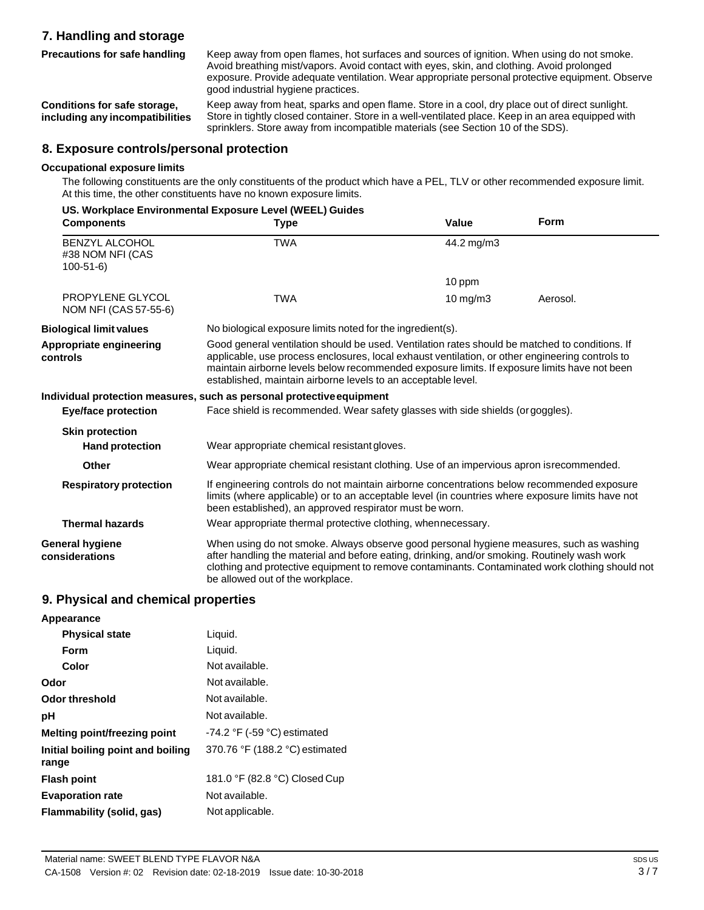## 7. Handling and storage

| | |
|---|---|
| **Precautions for safe handling** | Keep away from open flames, hot surfaces and sources of ignition. When using do not smoke. Avoid breathing mist/vapors. Avoid contact with eyes, skin, and clothing. Avoid prolonged exposure. Provide adequate ventilation. Wear appropriate personal protective equipment. Observe good industrial hygiene practices. |
| **Conditions for safe storage, including any incompatibilities** | Keep away from heat, sparks and open flame. Store in a cool, dry place out of direct sunlight. Store in tightly closed container. Store in a well-ventilated place. Keep in an area equipped with sprinklers. Store away from incompatible materials (see Section 10 of the SDS). |

## 8. Exposure controls/personal protection

### Occupational exposure limits

The following constituents are the only constituents of the product which have a PEL, TLV or other recommended exposure limit. At this time, the other constituents have no known exposure limits.

**US. Workplace Environmental Exposure Level (WEEL) Guides**

| Components | Type | Value | Form |
|---|---|---|---|
| BENZYL ALCOHOL #38 NOM NFI (CAS 100-51-6) | TWA | 44.2 mg/m3 | |
| | | 10 ppm | |
| PROPYLENE GLYCOL NOM NFI (CAS 57-55-6) | TWA | 10 mg/m3 | Aerosol. |

| | |
|---|---|
| **Biological limit values** | No biological exposure limits noted for the ingredient(s). |
| **Appropriate engineering controls** | Good general ventilation should be used. Ventilation rates should be matched to conditions. If applicable, use process enclosures, local exhaust ventilation, or other engineering controls to maintain airborne levels below recommended exposure limits. If exposure limits have not been established, maintain airborne levels to an acceptable level. |

### Individual protection measures, such as personal protective equipment

| | |
|---|---|
| **Eye/face protection** | Face shield is recommended. Wear safety glasses with side shields (or goggles). |
| **Skin protection** | |
| **Hand protection** | Wear appropriate chemical resistant gloves. |
| **Other** | Wear appropriate chemical resistant clothing. Use of an impervious apron is recommended. |
| **Respiratory protection** | If engineering controls do not maintain airborne concentrations below recommended exposure limits (where applicable) or to an acceptable level (in countries where exposure limits have not been established), an approved respirator must be worn. |
| **Thermal hazards** | Wear appropriate thermal protective clothing, when necessary. |
| **General hygiene considerations** | When using do not smoke. Always observe good personal hygiene measures, such as washing after handling the material and before eating, drinking, and/or smoking. Routinely wash work clothing and protective equipment to remove contaminants. Contaminated work clothing should not be allowed out of the workplace. |

## 9. Physical and chemical properties

| | |
|---|---|
| **Appearance** | |
| **Physical state** | Liquid. |
| **Form** | Liquid. |
| **Color** | Not available. |
| **Odor** | Not available. |
| **Odor threshold** | Not available. |
| **pH** | Not available. |
| **Melting point/freezing point** | -74.2 °F (-59 °C) estimated |
| **Initial boiling point and boiling range** | 370.76 °F (188.2 °C) estimated |
| **Flash point** | 181.0 °F (82.8 °C) Closed Cup |
| **Evaporation rate** | Not available. |
| **Flammability (solid, gas)** | Not applicable. |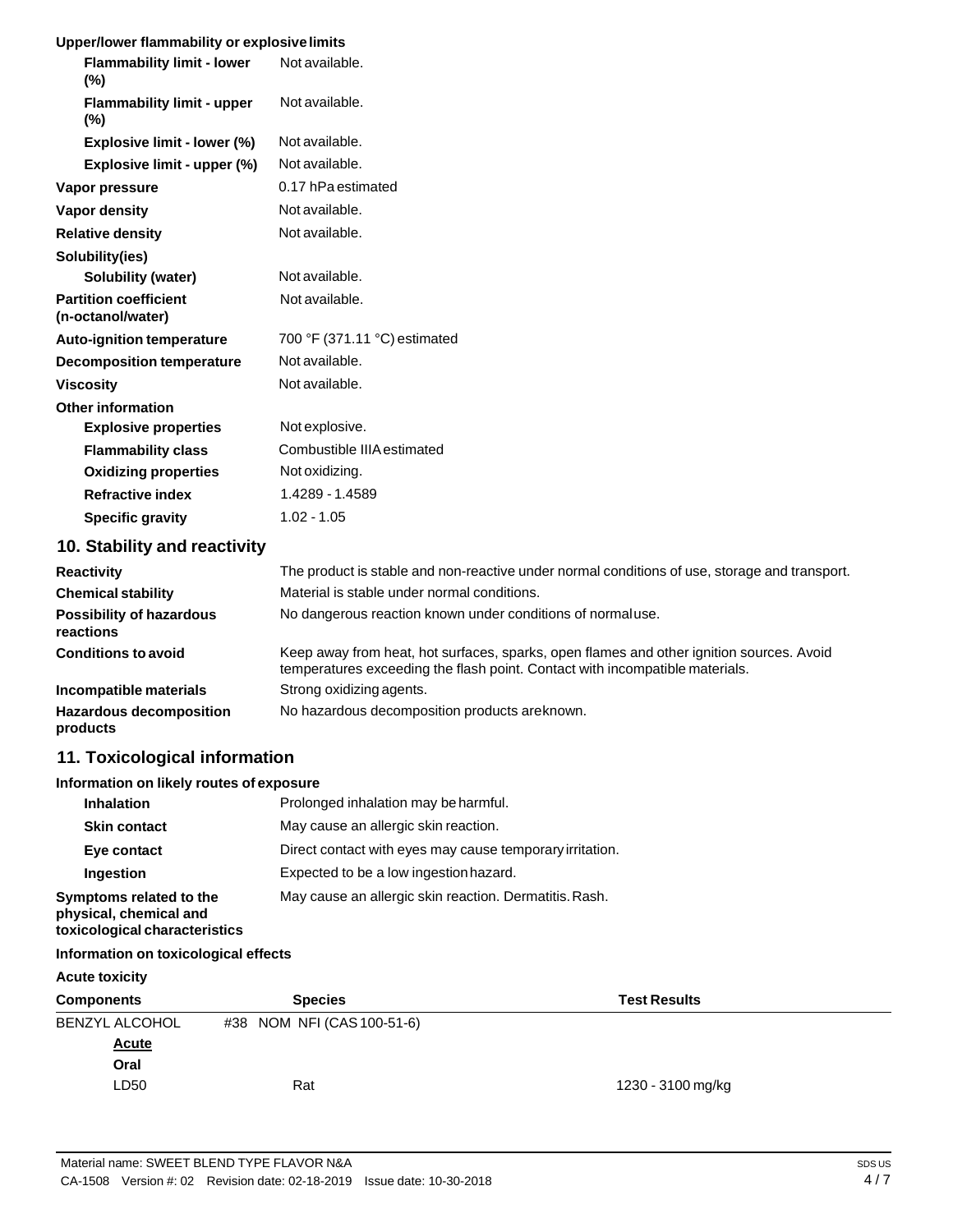**Upper/lower flammability or explosive limits**

| | |
|---|---|
| **Flammability limit - lower (%)** | Not available. |
| **Flammability limit - upper (%)** | Not available. |
| **Explosive limit - lower (%)** | Not available. |
| **Explosive limit - upper (%)** | Not available. |
| **Vapor pressure** | 0.17 hPa estimated |
| **Vapor density** | Not available. |
| **Relative density** | Not available. |
| **Solubility(ies)** | |
| **Solubility (water)** | Not available. |
| **Partition coefficient (n-octanol/water)** | Not available. |
| **Auto-ignition temperature** | 700 °F (371.11 °C) estimated |
| **Decomposition temperature** | Not available. |
| **Viscosity** | Not available. |
| **Other information** | |
| **Explosive properties** | Not explosive. |
| **Flammability class** | Combustible IIIA estimated |
| **Oxidizing properties** | Not oxidizing. |
| **Refractive index** | 1.4289 - 1.4589 |
| **Specific gravity** | 1.02 - 1.05 |

## 10. Stability and reactivity

| | |
|---|---|
| **Reactivity** | The product is stable and non-reactive under normal conditions of use, storage and transport. |
| **Chemical stability** | Material is stable under normal conditions. |
| **Possibility of hazardous reactions** | No dangerous reaction known under conditions of normal use. |
| **Conditions to avoid** | Keep away from heat, hot surfaces, sparks, open flames and other ignition sources. Avoid temperatures exceeding the flash point. Contact with incompatible materials. |
| **Incompatible materials** | Strong oxidizing agents. |
| **Hazardous decomposition products** | No hazardous decomposition products are known. |

## 11. Toxicological information

**Information on likely routes of exposure**

| | |
|---|---|
| **Inhalation** | Prolonged inhalation may be harmful. |
| **Skin contact** | May cause an allergic skin reaction. |
| **Eye contact** | Direct contact with eyes may cause temporary irritation. |
| **Ingestion** | Expected to be a low ingestion hazard. |
| **Symptoms related to the physical, chemical and toxicological characteristics** | May cause an allergic skin reaction. Dermatitis. Rash. |

**Information on toxicological effects**

**Acute toxicity**

| Components | Species | Test Results |
|---|---|---|
| BENZYL ALCOHOL | #38 NOM NFI (CAS 100-51-6) | |
| **Acute** | | |
| **Oral** | | |
| LD50 | Rat | 1230 - 3100 mg/kg |

Material name: SWEET BLEND TYPE FLAVOR N&A

CA-1508 Version #: 02 Revision date: 02-18-2019 Issue date: 10-30-2018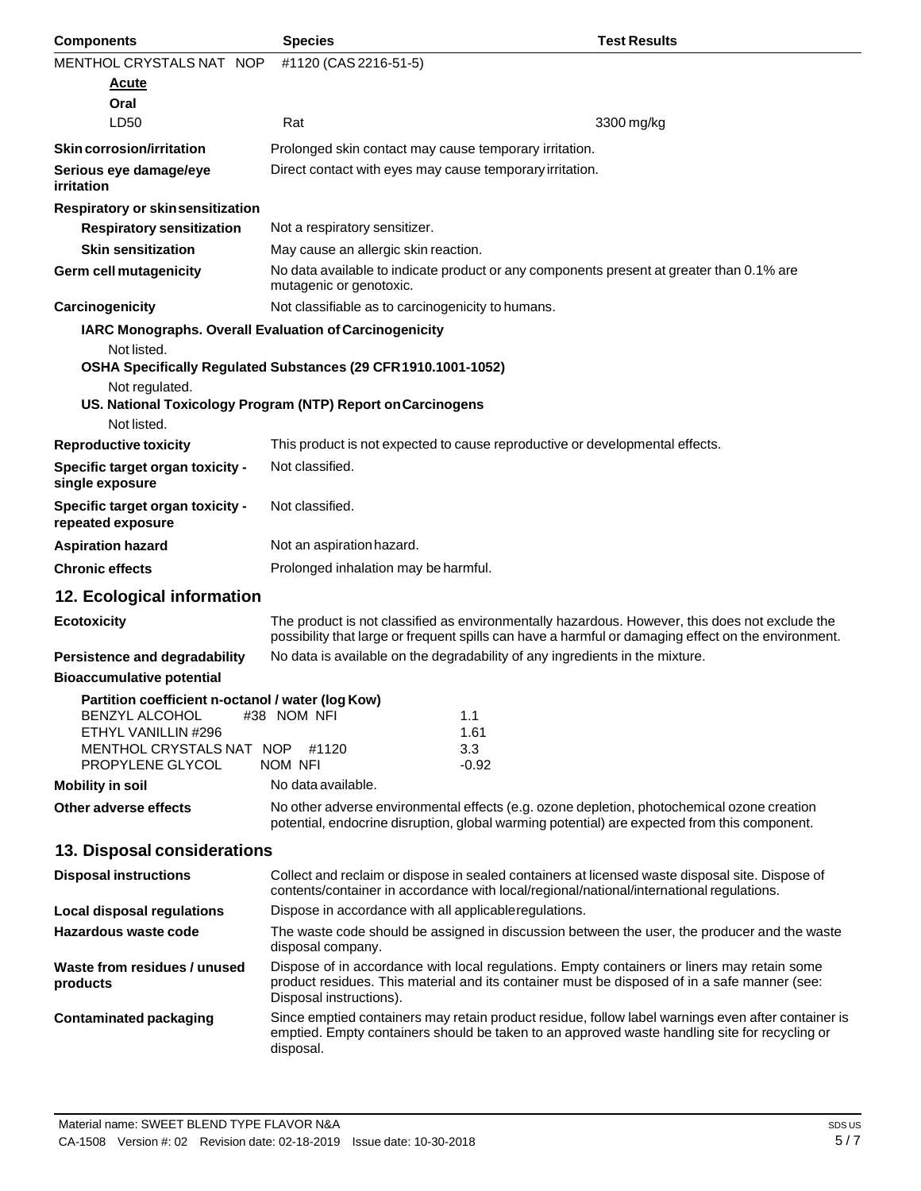| Components | Species | Test Results |
|---|---|---|
| MENTHOL CRYSTALS NAT NOP | #1120 (CAS 2216-51-5) | |
| **Acute** | | |
| **Oral** | | |
| LD50 | Rat | 3300 mg/kg |

**Skin corrosion/irritation**: Prolonged skin contact may cause temporary irritation.

**Serious eye damage/eye irritation**: Direct contact with eyes may cause temporary irritation.

**Respiratory or skin sensitization**

**Respiratory sensitization**: Not a respiratory sensitizer.

**Skin sensitization**: May cause an allergic skin reaction.

**Germ cell mutagenicity**: No data available to indicate product or any components present at greater than 0.1% are mutagenic or genotoxic.

**Carcinogenicity**: Not classifiable as to carcinogenicity to humans.

**IARC Monographs. Overall Evaluation of Carcinogenicity**

Not listed.

**OSHA Specifically Regulated Substances (29 CFR 1910.1001-1052)**

Not regulated.

**US. National Toxicology Program (NTP) Report on Carcinogens**

Not listed.

**Reproductive toxicity**: This product is not expected to cause reproductive or developmental effects.

**Specific target organ toxicity - single exposure**: Not classified.

**Specific target organ toxicity - repeated exposure**: Not classified.

**Aspiration hazard**: Not an aspiration hazard.

**Chronic effects**: Prolonged inhalation may be harmful.

## 12. Ecological information

**Ecotoxicity**: The product is not classified as environmentally hazardous. However, this does not exclude the possibility that large or frequent spills can have a harmful or damaging effect on the environment.

**Persistence and degradability**: No data is available on the degradability of any ingredients in the mixture.

**Bioaccumulative potential**

**Partition coefficient n-octanol / water (log Kow)**

| Component | log Kow |
|---|---|
| BENZYL ALCOHOL #38 NOM NFI | 1.1 |
| ETHYL VANILLIN #296 | 1.61 |
| MENTHOL CRYSTALS NAT NOP #1120 | 3.3 |
| PROPYLENE GLYCOL NOM NFI | -0.92 |

**Mobility in soil**: No data available.

**Other adverse effects**: No other adverse environmental effects (e.g. ozone depletion, photochemical ozone creation potential, endocrine disruption, global warming potential) are expected from this component.

## 13. Disposal considerations

**Disposal instructions**: Collect and reclaim or dispose in sealed containers at licensed waste disposal site. Dispose of contents/container in accordance with local/regional/national/international regulations.

**Local disposal regulations**: Dispose in accordance with all applicable regulations.

**Hazardous waste code**: The waste code should be assigned in discussion between the user, the producer and the waste disposal company.

**Waste from residues / unused products**: Dispose of in accordance with local regulations. Empty containers or liners may retain some product residues. This material and its container must be disposed of in a safe manner (see: Disposal instructions).

**Contaminated packaging**: Since emptied containers may retain product residue, follow label warnings even after container is emptied. Empty containers should be taken to an approved waste handling site for recycling or disposal.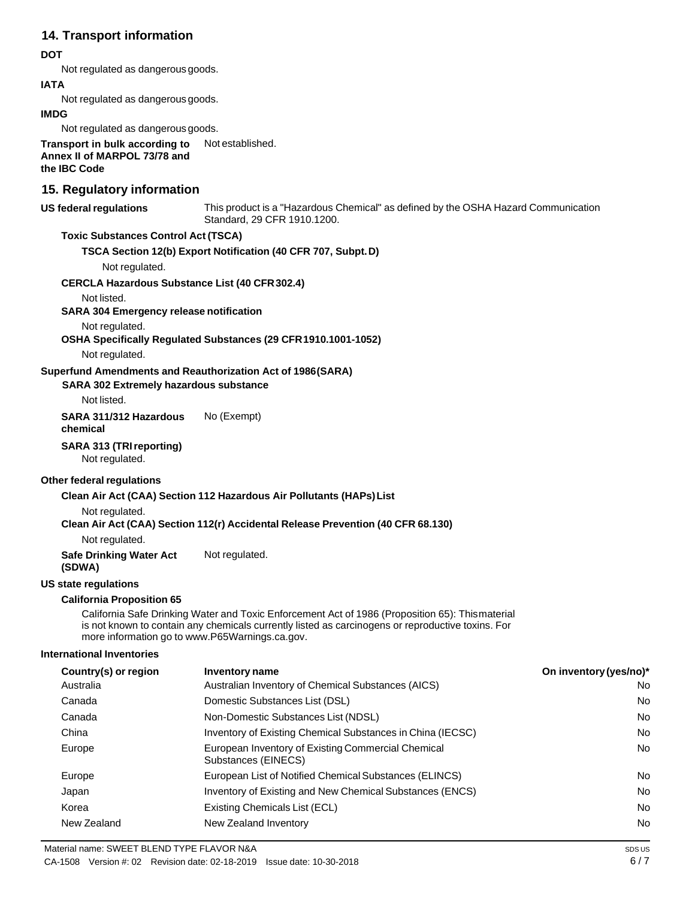## 14. Transport information

**DOT**

Not regulated as dangerous goods.

**IATA**

Not regulated as dangerous goods.

**IMDG**

Not regulated as dangerous goods.

**Transport in bulk according to Annex II of MARPOL 73/78 and the IBC Code** Not established.

## 15. Regulatory information

**US federal regulations** This product is a "Hazardous Chemical" as defined by the OSHA Hazard Communication Standard, 29 CFR 1910.1200.

**Toxic Substances Control Act (TSCA)**

**TSCA Section 12(b) Export Notification (40 CFR 707, Subpt. D)**

Not regulated.

**CERCLA Hazardous Substance List (40 CFR 302.4)**

Not listed.

**SARA 304 Emergency release notification**

Not regulated.

**OSHA Specifically Regulated Substances (29 CFR 1910.1001-1052)**

Not regulated.

**Superfund Amendments and Reauthorization Act of 1986 (SARA)**

**SARA 302 Extremely hazardous substance**

Not listed.

**SARA 311/312 Hazardous chemical** No (Exempt)

**SARA 313 (TRI reporting)**

Not regulated.

**Other federal regulations**

**Clean Air Act (CAA) Section 112 Hazardous Air Pollutants (HAPs) List**

Not regulated.

**Clean Air Act (CAA) Section 112(r) Accidental Release Prevention (40 CFR 68.130)**

Not regulated.

**Safe Drinking Water Act (SDWA)** Not regulated.

**US state regulations**

**California Proposition 65**

California Safe Drinking Water and Toxic Enforcement Act of 1986 (Proposition 65): This material is not known to contain any chemicals currently listed as carcinogens or reproductive toxins. For more information go to www.P65Warnings.ca.gov.

**International Inventories**

| Country(s) or region | Inventory name | On inventory (yes/no)* |
|---|---|---|
| Australia | Australian Inventory of Chemical Substances (AICS) | No |
| Canada | Domestic Substances List (DSL) | No |
| Canada | Non-Domestic Substances List (NDSL) | No |
| China | Inventory of Existing Chemical Substances in China (IECSC) | No |
| Europe | European Inventory of Existing Commercial Chemical Substances (EINECS) | No |
| Europe | European List of Notified Chemical Substances (ELINCS) | No |
| Japan | Inventory of Existing and New Chemical Substances (ENCS) | No |
| Korea | Existing Chemicals List (ECL) | No |
| New Zealand | New Zealand Inventory | No |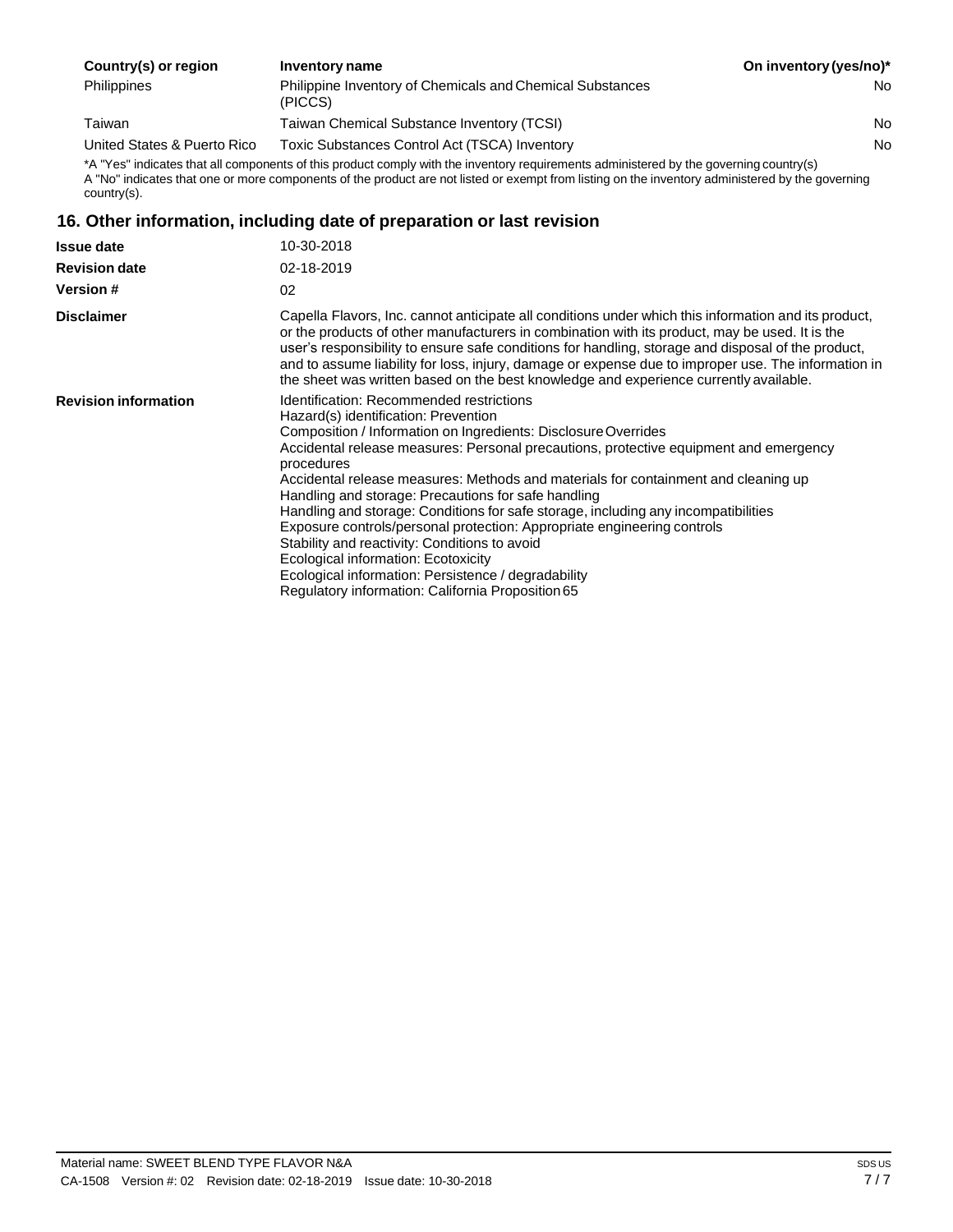| Country(s) or region | Inventory name | On inventory (yes/no)* |
|---|---|---|
| Philippines | Philippine Inventory of Chemicals and Chemical Substances (PICCS) | No |
| Taiwan | Taiwan Chemical Substance Inventory (TCSI) | No |
| United States & Puerto Rico | Toxic Substances Control Act (TSCA) Inventory | No |

*A "Yes" indicates that all components of this product comply with the inventory requirements administered by the governing country(s)
A "No" indicates that one or more components of the product are not listed or exempt from listing on the inventory administered by the governing country(s).

## 16. Other information, including date of preparation or last revision

**Issue date** 10-30-2018

**Revision date** 02-18-2019

**Version #** 02

**Disclaimer** Capella Flavors, Inc. cannot anticipate all conditions under which this information and its product, or the products of other manufacturers in combination with its product, may be used. It is the user's responsibility to ensure safe conditions for handling, storage and disposal of the product, and to assume liability for loss, injury, damage or expense due to improper use. The information in the sheet was written based on the best knowledge and experience currently available.

**Revision information**
Identification: Recommended restrictions
Hazard(s) identification: Prevention
Composition / Information on Ingredients: Disclosure Overrides
Accidental release measures: Personal precautions, protective equipment and emergency procedures
Accidental release measures: Methods and materials for containment and cleaning up
Handling and storage: Precautions for safe handling
Handling and storage: Conditions for safe storage, including any incompatibilities
Exposure controls/personal protection: Appropriate engineering controls
Stability and reactivity: Conditions to avoid
Ecological information: Ecotoxicity
Ecological information: Persistence / degradability
Regulatory information: California Proposition 65